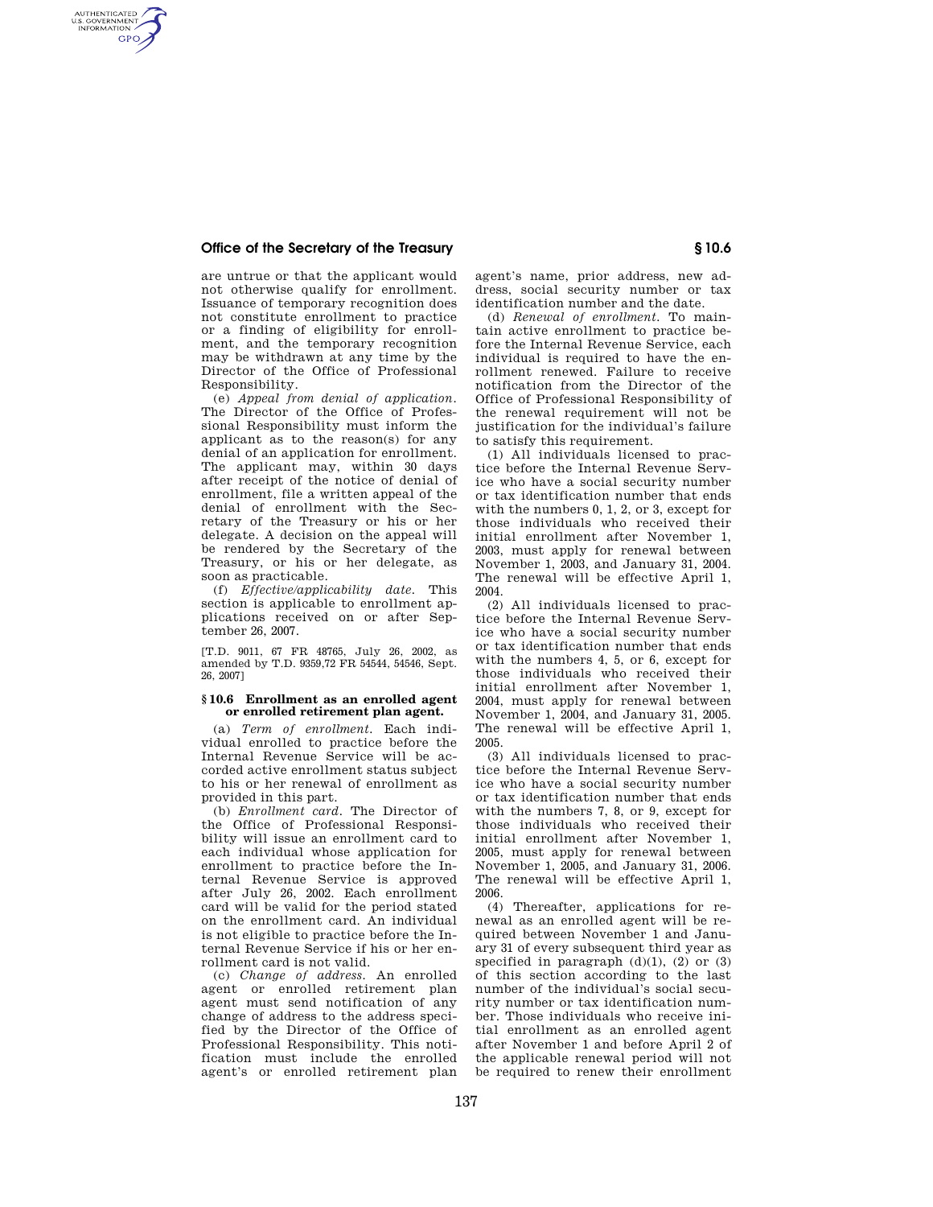are untrue or that the applicant would not otherwise qualify for enrollment. Issuance of temporary recognition does not constitute enrollment to practice or a finding of eligibility for enrollment, and the temporary recognition may be withdrawn at any time by the Director of the Office of Professional Responsibility.

(e) *Appeal from denial of application.* The Director of the Office of Professional Responsibility must inform the applicant as to the reason(s) for any denial of an application for enrollment. The applicant may, within 30 days after receipt of the notice of denial of enrollment, file a written appeal of the denial of enrollment with the Secretary of the Treasury or his or her delegate. A decision on the appeal will be rendered by the Secretary of the Treasury, or his or her delegate, as soon as practicable.

(f) *Effective/applicability date.* This section is applicable to enrollment applications received on or after September 26, 2007.

[T.D. 9011, 67 FR 48765, July 26, 2002, as amended by T.D. 9359,72 FR 54544, 54546, Sept. 26, 2007]

### § 10.6 Enrollment as an enrolled agent or enrolled retirement plan agent.

(a) *Term of enrollment.* Each individual enrolled to practice before the Internal Revenue Service will be accorded active enrollment status subject to his or her renewal of enrollment as provided in this part.

(b) *Enrollment card.* The Director of the Office of Professional Responsibility will issue an enrollment card to each individual whose application for enrollment to practice before the Internal Revenue Service is approved after July 26, 2002. Each enrollment card will be valid for the period stated on the enrollment card. An individual is not eligible to practice before the Internal Revenue Service if his or her enrollment card is not valid.

(c) *Change of address.* An enrolled agent or enrolled retirement plan agent must send notification of any change of address to the address specified by the Director of the Office of Professional Responsibility. This notification must include the enrolled agent's or enrolled retirement plan agent's name, prior address, new address, social security number or tax identification number and the date.

(d) *Renewal of enrollment.* To maintain active enrollment to practice before the Internal Revenue Service, each individual is required to have the enrollment renewed. Failure to receive notification from the Director of the Office of Professional Responsibility of the renewal requirement will not be justification for the individual's failure to satisfy this requirement.

(1) All individuals licensed to practice before the Internal Revenue Service who have a social security number or tax identification number that ends with the numbers 0, 1, 2, or 3, except for those individuals who received their initial enrollment after November 1, 2003, must apply for renewal between November 1, 2003, and January 31, 2004. The renewal will be effective April 1, 2004.

(2) All individuals licensed to practice before the Internal Revenue Service who have a social security number or tax identification number that ends with the numbers 4, 5, or 6, except for those individuals who received their initial enrollment after November 1, 2004, must apply for renewal between November 1, 2004, and January 31, 2005. The renewal will be effective April 1, 2005.

(3) All individuals licensed to practice before the Internal Revenue Service who have a social security number or tax identification number that ends with the numbers 7, 8, or 9, except for those individuals who received their initial enrollment after November 1, 2005, must apply for renewal between November 1, 2005, and January 31, 2006. The renewal will be effective April 1, 2006.

(4) Thereafter, applications for renewal as an enrolled agent will be required between November 1 and January 31 of every subsequent third year as specified in paragraph (d)(1), (2) or (3) of this section according to the last number of the individual's social security number or tax identification number. Those individuals who receive initial enrollment as an enrolled agent after November 1 and before April 2 of the applicable renewal period will not be required to renew their enrollment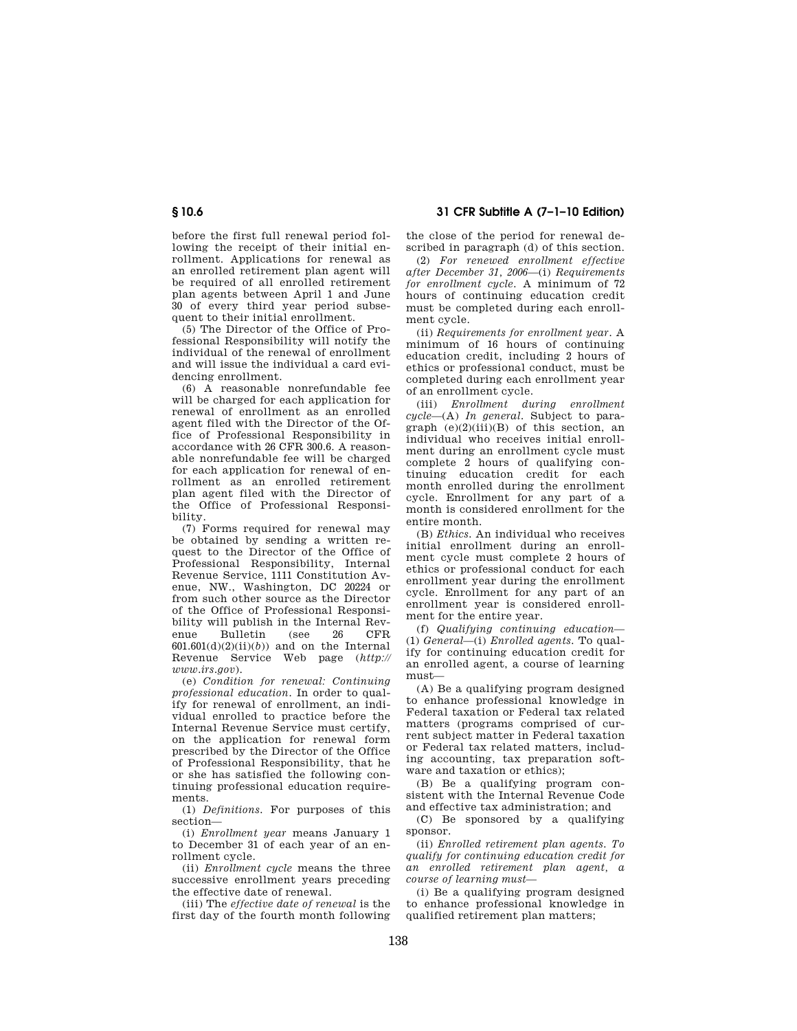before the first full renewal period following the receipt of their initial enrollment. Applications for renewal as an enrolled retirement plan agent will be required of all enrolled retirement plan agents between April 1 and June 30 of every third year period subsequent to their initial enrollment.

(5) The Director of the Office of Professional Responsibility will notify the individual of the renewal of enrollment and will issue the individual a card evidencing enrollment.

(6) A reasonable nonrefundable fee will be charged for each application for renewal of enrollment as an enrolled agent filed with the Director of the Office of Professional Responsibility in accordance with 26 CFR 300.6. A reasonable nonrefundable fee will be charged for each application for renewal of enrollment as an enrolled retirement plan agent filed with the Director of the Office of Professional Responsibility.

(7) Forms required for renewal may be obtained by sending a written request to the Director of the Office of Professional Responsibility, Internal Revenue Service, 1111 Constitution Avenue, NW., Washington, DC 20224 or from such other source as the Director of the Office of Professional Responsibility will publish in the Internal Revenue Bulletin (see 26 CFR 601.601(d)(2)(ii)(*b*)) and on the Internal Revenue Service Web page (*http://www.irs.gov*).

(e) *Condition for renewal: Continuing professional education.* In order to qualify for renewal of enrollment, an individual enrolled to practice before the Internal Revenue Service must certify, on the application for renewal form prescribed by the Director of the Office of Professional Responsibility, that he or she has satisfied the following continuing professional education requirements.

(1) *Definitions.* For purposes of this section—

(i) *Enrollment year* means January 1 to December 31 of each year of an enrollment cycle.

(ii) *Enrollment cycle* means the three successive enrollment years preceding the effective date of renewal.

(iii) The *effective date of renewal* is the first day of the fourth month following the close of the period for renewal described in paragraph (d) of this section.

(2) *For renewed enrollment effective after December 31, 2006*—(i) *Requirements for enrollment cycle.* A minimum of 72 hours of continuing education credit must be completed during each enrollment cycle.

(ii) *Requirements for enrollment year.* A minimum of 16 hours of continuing education credit, including 2 hours of ethics or professional conduct, must be completed during each enrollment year of an enrollment cycle.

(iii) *Enrollment during enrollment cycle*—(A) *In general.* Subject to paragraph (e)(2)(iii)(B) of this section, an individual who receives initial enrollment during an enrollment cycle must complete 2 hours of qualifying continuing education credit for each month enrolled during the enrollment cycle. Enrollment for any part of a month is considered enrollment for the entire month.

(B) *Ethics.* An individual who receives initial enrollment during an enrollment cycle must complete 2 hours of ethics or professional conduct for each enrollment year during the enrollment cycle. Enrollment for any part of an enrollment year is considered enrollment for the entire year.

(f) *Qualifying continuing education*—(1) *General*—(i) *Enrolled agents.* To qualify for continuing education credit for an enrolled agent, a course of learning must—

(A) Be a qualifying program designed to enhance professional knowledge in Federal taxation or Federal tax related matters (programs comprised of current subject matter in Federal taxation or Federal tax related matters, including accounting, tax preparation software and taxation or ethics);

(B) Be a qualifying program consistent with the Internal Revenue Code and effective tax administration; and

(C) Be sponsored by a qualifying sponsor.

(ii) *Enrolled retirement plan agents. To qualify for continuing education credit for an enrolled retirement plan agent, a course of learning must*—

(i) Be a qualifying program designed to enhance professional knowledge in qualified retirement plan matters;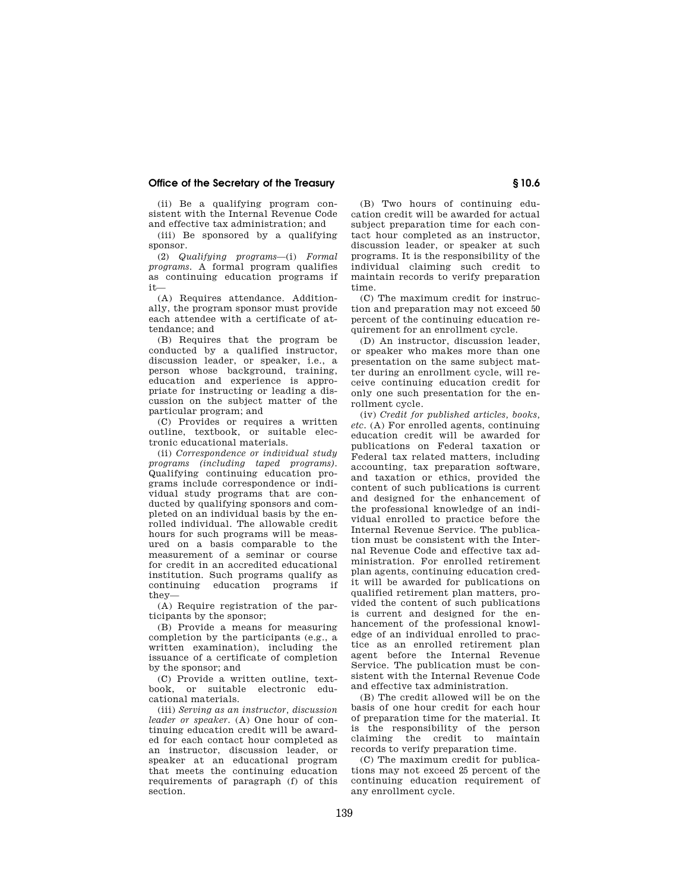(ii) Be a qualifying program consistent with the Internal Revenue Code and effective tax administration; and

(iii) Be sponsored by a qualifying sponsor.

(2) *Qualifying programs*—(i) *Formal programs*. A formal program qualifies as continuing education programs if it—

(A) Requires attendance. Additionally, the program sponsor must provide each attendee with a certificate of attendance; and

(B) Requires that the program be conducted by a qualified instructor, discussion leader, or speaker, i.e., a person whose background, training, education and experience is appropriate for instructing or leading a discussion on the subject matter of the particular program; and

(C) Provides or requires a written outline, textbook, or suitable electronic educational materials.

(ii) *Correspondence or individual study programs (including taped programs)*. Qualifying continuing education programs include correspondence or individual study programs that are conducted by qualifying sponsors and completed on an individual basis by the enrolled individual. The allowable credit hours for such programs will be measured on a basis comparable to the measurement of a seminar or course for credit in an accredited educational institution. Such programs qualify as continuing education programs if they—

(A) Require registration of the participants by the sponsor;

(B) Provide a means for measuring completion by the participants (e.g., a written examination), including the issuance of a certificate of completion by the sponsor; and

(C) Provide a written outline, textbook, or suitable electronic educational materials.

(iii) *Serving as an instructor, discussion leader or speaker*. (A) One hour of continuing education credit will be awarded for each contact hour completed as an instructor, discussion leader, or speaker at an educational program that meets the continuing education requirements of paragraph (f) of this section.

(B) Two hours of continuing education credit will be awarded for actual subject preparation time for each contact hour completed as an instructor, discussion leader, or speaker at such programs. It is the responsibility of the individual claiming such credit to maintain records to verify preparation time.

(C) The maximum credit for instruction and preparation may not exceed 50 percent of the continuing education requirement for an enrollment cycle.

(D) An instructor, discussion leader, or speaker who makes more than one presentation on the same subject matter during an enrollment cycle, will receive continuing education credit for only one such presentation for the enrollment cycle.

(iv) *Credit for published articles, books, etc*. (A) For enrolled agents, continuing education credit will be awarded for publications on Federal taxation or Federal tax related matters, including accounting, tax preparation software, and taxation or ethics, provided the content of such publications is current and designed for the enhancement of the professional knowledge of an individual enrolled to practice before the Internal Revenue Service. The publication must be consistent with the Internal Revenue Code and effective tax administration. For enrolled retirement plan agents, continuing education credit will be awarded for publications on qualified retirement plan matters, provided the content of such publications is current and designed for the enhancement of the professional knowledge of an individual enrolled to practice as an enrolled retirement plan agent before the Internal Revenue Service. The publication must be consistent with the Internal Revenue Code and effective tax administration.

(B) The credit allowed will be on the basis of one hour credit for each hour of preparation time for the material. It is the responsibility of the person claiming the credit to maintain records to verify preparation time.

(C) The maximum credit for publications may not exceed 25 percent of the continuing education requirement of any enrollment cycle.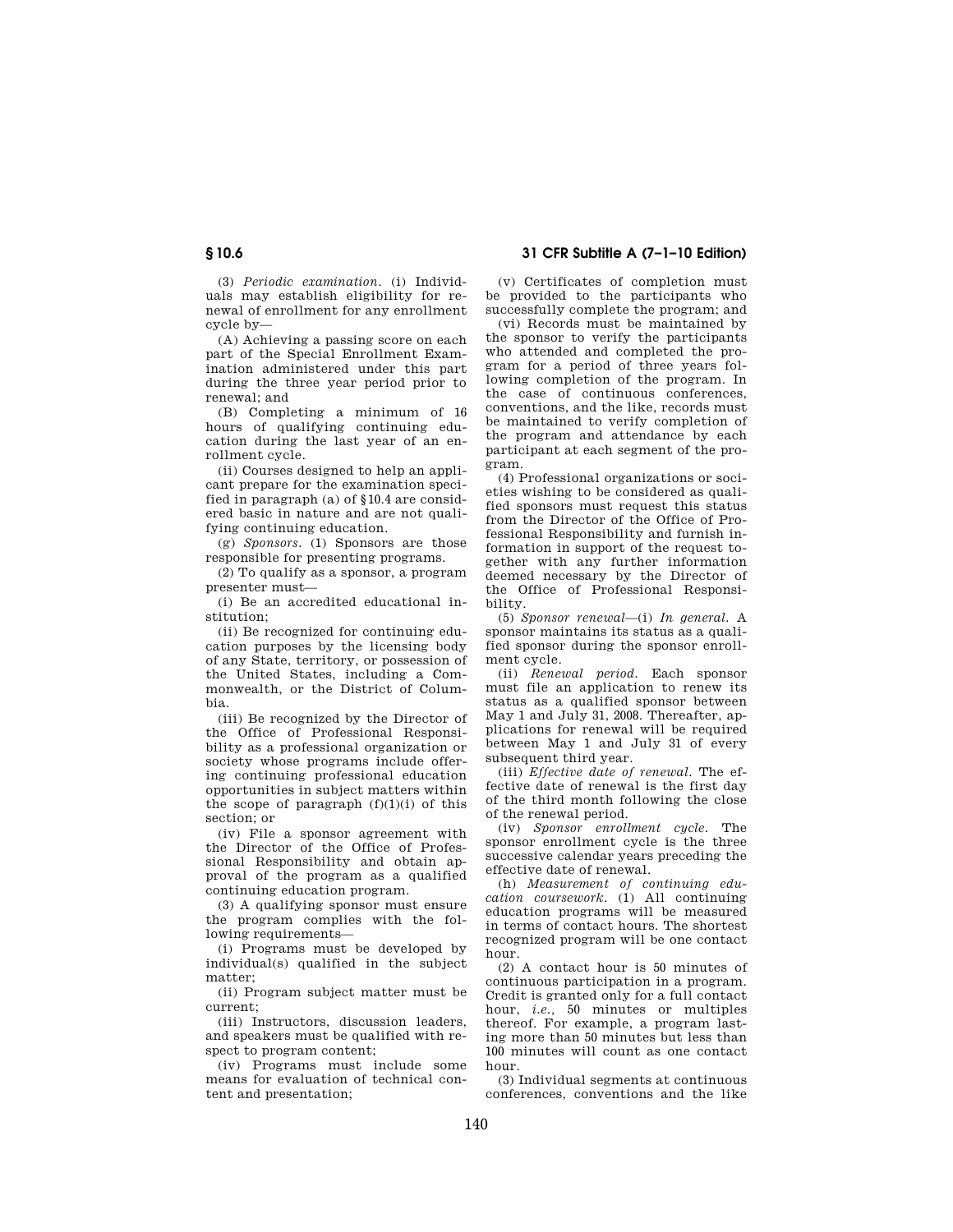(3) *Periodic examination.* (i) Individuals may establish eligibility for renewal of enrollment for any enrollment cycle by—

(A) Achieving a passing score on each part of the Special Enrollment Examination administered under this part during the three year period prior to renewal; and

(B) Completing a minimum of 16 hours of qualifying continuing education during the last year of an enrollment cycle.

(ii) Courses designed to help an applicant prepare for the examination specified in paragraph (a) of §10.4 are considered basic in nature and are not qualifying continuing education.

(g) *Sponsors.* (1) Sponsors are those responsible for presenting programs.

(2) To qualify as a sponsor, a program presenter must—

(i) Be an accredited educational institution;

(ii) Be recognized for continuing education purposes by the licensing body of any State, territory, or possession of the United States, including a Commonwealth, or the District of Columbia.

(iii) Be recognized by the Director of the Office of Professional Responsibility as a professional organization or society whose programs include offering continuing professional education opportunities in subject matters within the scope of paragraph (f)(1)(i) of this section; or

(iv) File a sponsor agreement with the Director of the Office of Professional Responsibility and obtain approval of the program as a qualified continuing education program.

(3) A qualifying sponsor must ensure the program complies with the following requirements—

(i) Programs must be developed by individual(s) qualified in the subject matter;

(ii) Program subject matter must be current;

(iii) Instructors, discussion leaders, and speakers must be qualified with respect to program content;

(iv) Programs must include some means for evaluation of technical content and presentation;

(v) Certificates of completion must be provided to the participants who successfully complete the program; and

(vi) Records must be maintained by the sponsor to verify the participants who attended and completed the program for a period of three years following completion of the program. In the case of continuous conferences, conventions, and the like, records must be maintained to verify completion of the program and attendance by each participant at each segment of the program.

(4) Professional organizations or societies wishing to be considered as qualified sponsors must request this status from the Director of the Office of Professional Responsibility and furnish information in support of the request together with any further information deemed necessary by the Director of the Office of Professional Responsibility.

(5) *Sponsor renewal*—(i) *In general.* A sponsor maintains its status as a qualified sponsor during the sponsor enrollment cycle.

(ii) *Renewal period.* Each sponsor must file an application to renew its status as a qualified sponsor between May 1 and July 31, 2008. Thereafter, applications for renewal will be required between May 1 and July 31 of every subsequent third year.

(iii) *Effective date of renewal.* The effective date of renewal is the first day of the third month following the close of the renewal period.

(iv) *Sponsor enrollment cycle.* The sponsor enrollment cycle is the three successive calendar years preceding the effective date of renewal.

(h) *Measurement of continuing education coursework.* (1) All continuing education programs will be measured in terms of contact hours. The shortest recognized program will be one contact hour.

(2) A contact hour is 50 minutes of continuous participation in a program. Credit is granted only for a full contact hour, *i.e.*, 50 minutes or multiples thereof. For example, a program lasting more than 50 minutes but less than 100 minutes will count as one contact hour.

(3) Individual segments at continuous conferences, conventions and the like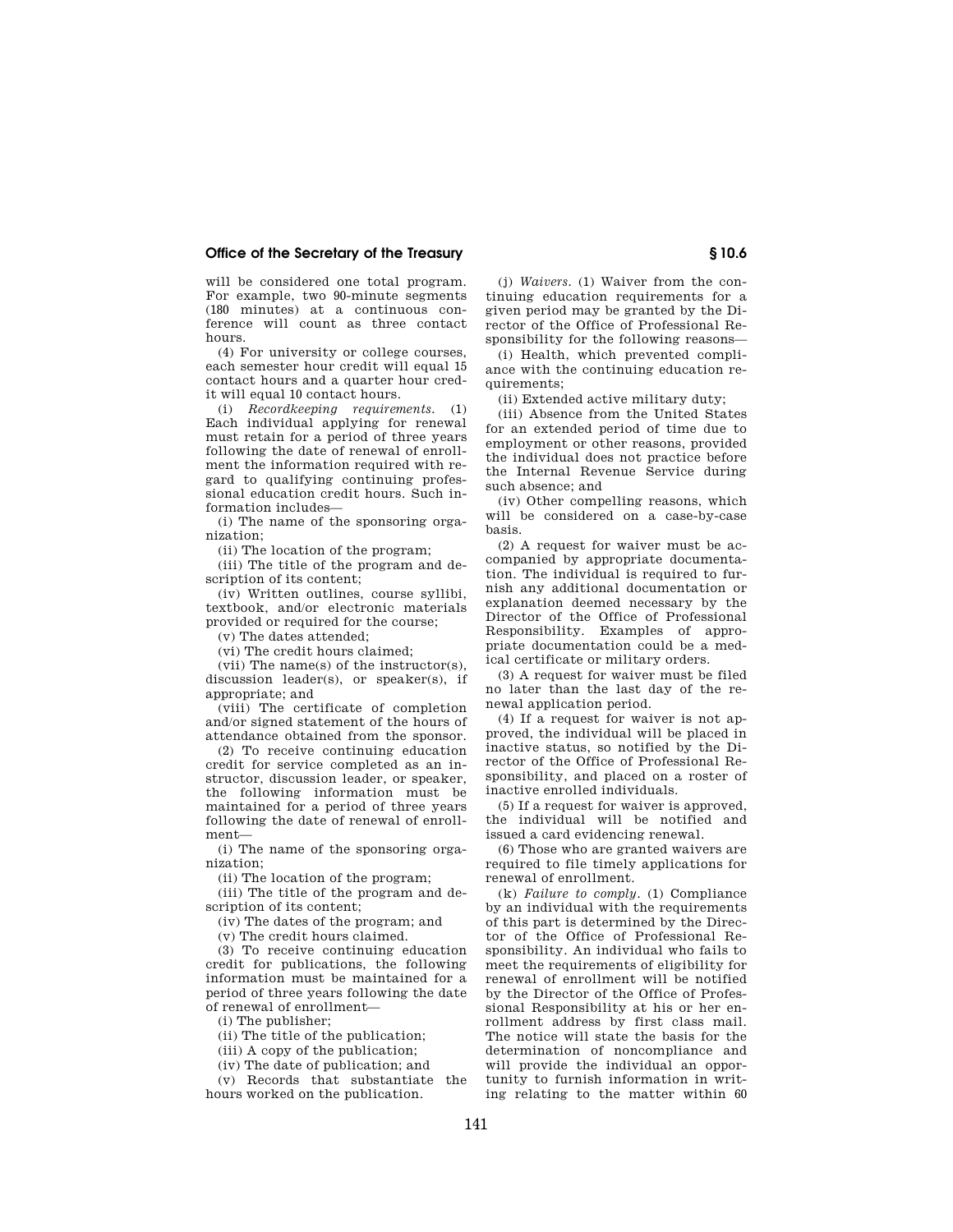will be considered one total program. For example, two 90-minute segments (180 minutes) at a continuous conference will count as three contact hours.

(4) For university or college courses, each semester hour credit will equal 15 contact hours and a quarter hour credit will equal 10 contact hours.

(i) *Recordkeeping requirements.* (1) Each individual applying for renewal must retain for a period of three years following the date of renewal of enrollment the information required with regard to qualifying continuing professional education credit hours. Such information includes—

(i) The name of the sponsoring organization;

(ii) The location of the program;

(iii) The title of the program and description of its content;

(iv) Written outlines, course syllibi, textbook, and/or electronic materials provided or required for the course;

(v) The dates attended;

(vi) The credit hours claimed;

(vii) The name(s) of the instructor(s), discussion leader(s), or speaker(s), if appropriate; and

(viii) The certificate of completion and/or signed statement of the hours of attendance obtained from the sponsor.

(2) To receive continuing education credit for service completed as an instructor, discussion leader, or speaker, the following information must be maintained for a period of three years following the date of renewal of enrollment—

(i) The name of the sponsoring organization;

(ii) The location of the program;

(iii) The title of the program and description of its content;

(iv) The dates of the program; and

(v) The credit hours claimed.

(3) To receive continuing education credit for publications, the following information must be maintained for a period of three years following the date of renewal of enrollment—

(i) The publisher;

(ii) The title of the publication;

(iii) A copy of the publication;

(iv) The date of publication; and

(v) Records that substantiate the hours worked on the publication.

(j) *Waivers.* (1) Waiver from the continuing education requirements for a given period may be granted by the Director of the Office of Professional Responsibility for the following reasons—

(i) Health, which prevented compliance with the continuing education requirements;

(ii) Extended active military duty;

(iii) Absence from the United States for an extended period of time due to employment or other reasons, provided the individual does not practice before the Internal Revenue Service during such absence; and

(iv) Other compelling reasons, which will be considered on a case-by-case basis.

(2) A request for waiver must be accompanied by appropriate documentation. The individual is required to furnish any additional documentation or explanation deemed necessary by the Director of the Office of Professional Responsibility. Examples of appropriate documentation could be a medical certificate or military orders.

(3) A request for waiver must be filed no later than the last day of the renewal application period.

(4) If a request for waiver is not approved, the individual will be placed in inactive status, so notified by the Director of the Office of Professional Responsibility, and placed on a roster of inactive enrolled individuals.

(5) If a request for waiver is approved, the individual will be notified and issued a card evidencing renewal.

(6) Those who are granted waivers are required to file timely applications for renewal of enrollment.

(k) *Failure to comply.* (1) Compliance by an individual with the requirements of this part is determined by the Director of the Office of Professional Responsibility. An individual who fails to meet the requirements of eligibility for renewal of enrollment will be notified by the Director of the Office of Professional Responsibility at his or her enrollment address by first class mail. The notice will state the basis for the determination of noncompliance and will provide the individual an opportunity to furnish information in writing relating to the matter within 60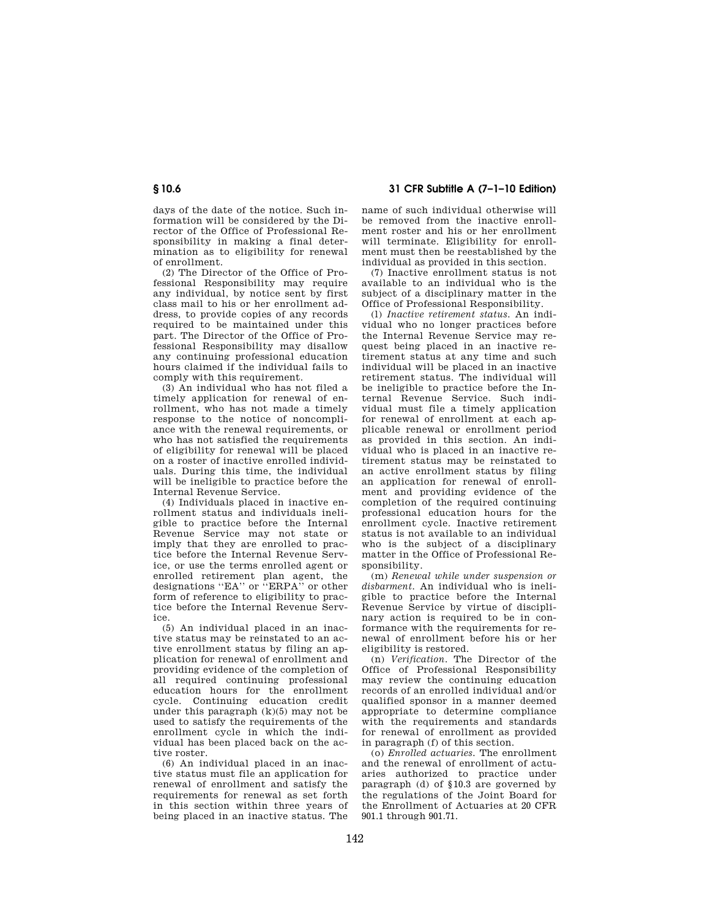days of the date of the notice. Such information will be considered by the Director of the Office of Professional Responsibility in making a final determination as to eligibility for renewal of enrollment.

(2) The Director of the Office of Professional Responsibility may require any individual, by notice sent by first class mail to his or her enrollment address, to provide copies of any records required to be maintained under this part. The Director of the Office of Professional Responsibility may disallow any continuing professional education hours claimed if the individual fails to comply with this requirement.

(3) An individual who has not filed a timely application for renewal of enrollment, who has not made a timely response to the notice of noncompliance with the renewal requirements, or who has not satisfied the requirements of eligibility for renewal will be placed on a roster of inactive enrolled individuals. During this time, the individual will be ineligible to practice before the Internal Revenue Service.

(4) Individuals placed in inactive enrollment status and individuals ineligible to practice before the Internal Revenue Service may not state or imply that they are enrolled to practice before the Internal Revenue Service, or use the terms enrolled agent or enrolled retirement plan agent, the designations "EA" or "ERPA" or other form of reference to eligibility to practice before the Internal Revenue Service.

(5) An individual placed in an inactive status may be reinstated to an active enrollment status by filing an application for renewal of enrollment and providing evidence of the completion of all required continuing professional education hours for the enrollment cycle. Continuing education credit under this paragraph (k)(5) may not be used to satisfy the requirements of the enrollment cycle in which the individual has been placed back on the active roster.

(6) An individual placed in an inactive status must file an application for renewal of enrollment and satisfy the requirements for renewal as set forth in this section within three years of being placed in an inactive status. The name of such individual otherwise will be removed from the inactive enrollment roster and his or her enrollment will terminate. Eligibility for enrollment must then be reestablished by the individual as provided in this section.

(7) Inactive enrollment status is not available to an individual who is the subject of a disciplinary matter in the Office of Professional Responsibility.

(l) *Inactive retirement status.* An individual who no longer practices before the Internal Revenue Service may request being placed in an inactive retirement status at any time and such individual will be placed in an inactive retirement status. The individual will be ineligible to practice before the Internal Revenue Service. Such individual must file a timely application for renewal of enrollment at each applicable renewal or enrollment period as provided in this section. An individual who is placed in an inactive retirement status may be reinstated to an active enrollment status by filing an application for renewal of enrollment and providing evidence of the completion of the required continuing professional education hours for the enrollment cycle. Inactive retirement status is not available to an individual who is the subject of a disciplinary matter in the Office of Professional Responsibility.

(m) *Renewal while under suspension or disbarment.* An individual who is ineligible to practice before the Internal Revenue Service by virtue of disciplinary action is required to be in conformance with the requirements for renewal of enrollment before his or her eligibility is restored.

(n) *Verification.* The Director of the Office of Professional Responsibility may review the continuing education records of an enrolled individual and/or qualified sponsor in a manner deemed appropriate to determine compliance with the requirements and standards for renewal of enrollment as provided in paragraph (f) of this section.

(o) *Enrolled actuaries.* The enrollment and the renewal of enrollment of actuaries authorized to practice under paragraph (d) of §10.3 are governed by the regulations of the Joint Board for the Enrollment of Actuaries at 20 CFR 901.1 through 901.71.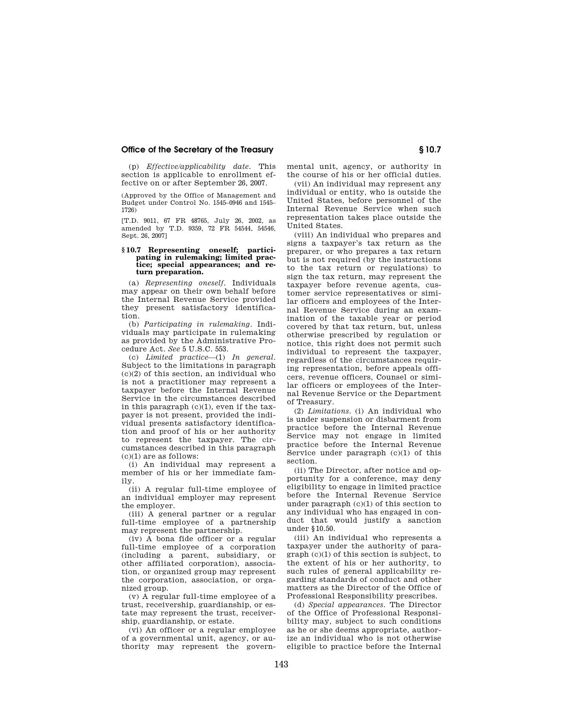(p) *Effective/applicability date.* This section is applicable to enrollment effective on or after September 26, 2007.

(Approved by the Office of Management and Budget under Control No. 1545–0946 and 1545–1726)

[T.D. 9011, 67 FR 48765, July 26, 2002, as amended by T.D. 9359, 72 FR 54544, 54546, Sept. 26, 2007]

### § 10.7 Representing oneself; participating in rulemaking; limited practice; special appearances; and return preparation.

(a) *Representing oneself.* Individuals may appear on their own behalf before the Internal Revenue Service provided they present satisfactory identification.

(b) *Participating in rulemaking.* Individuals may participate in rulemaking as provided by the Administrative Procedure Act. *See* 5 U.S.C. 553.

(c) *Limited practice*—(1) *In general.* Subject to the limitations in paragraph (c)(2) of this section, an individual who is not a practitioner may represent a taxpayer before the Internal Revenue Service in the circumstances described in this paragraph (c)(1), even if the taxpayer is not present, provided the individual presents satisfactory identification and proof of his or her authority to represent the taxpayer. The circumstances described in this paragraph (c)(1) are as follows:

(i) An individual may represent a member of his or her immediate family.

(ii) A regular full-time employee of an individual employer may represent the employer.

(iii) A general partner or a regular full-time employee of a partnership may represent the partnership.

(iv) A bona fide officer or a regular full-time employee of a corporation (including a parent, subsidiary, or other affiliated corporation), association, or organized group may represent the corporation, association, or organized group.

(v) A regular full-time employee of a trust, receivership, guardianship, or estate may represent the trust, receivership, guardianship, or estate.

(vi) An officer or a regular employee of a governmental unit, agency, or authority may represent the governmental unit, agency, or authority in the course of his or her official duties.

(vii) An individual may represent any individual or entity, who is outside the United States, before personnel of the Internal Revenue Service when such representation takes place outside the United States.

(viii) An individual who prepares and signs a taxpayer's tax return as the preparer, or who prepares a tax return but is not required (by the instructions to the tax return or regulations) to sign the tax return, may represent the taxpayer before revenue agents, customer service representatives or similar officers and employees of the Internal Revenue Service during an examination of the taxable year or period covered by that tax return, but, unless otherwise prescribed by regulation or notice, this right does not permit such individual to represent the taxpayer, regardless of the circumstances requiring representation, before appeals officers, revenue officers, Counsel or similar officers or employees of the Internal Revenue Service or the Department of Treasury.

(2) *Limitations.* (i) An individual who is under suspension or disbarment from practice before the Internal Revenue Service may not engage in limited practice before the Internal Revenue Service under paragraph (c)(1) of this section.

(ii) The Director, after notice and opportunity for a conference, may deny eligibility to engage in limited practice before the Internal Revenue Service under paragraph (c)(1) of this section to any individual who has engaged in conduct that would justify a sanction under § 10.50.

(iii) An individual who represents a taxpayer under the authority of paragraph (c)(1) of this section is subject, to the extent of his or her authority, to such rules of general applicability regarding standards of conduct and other matters as the Director of the Office of Professional Responsibility prescribes.

(d) *Special appearances.* The Director of the Office of Professional Responsibility may, subject to such conditions as he or she deems appropriate, authorize an individual who is not otherwise eligible to practice before the Internal